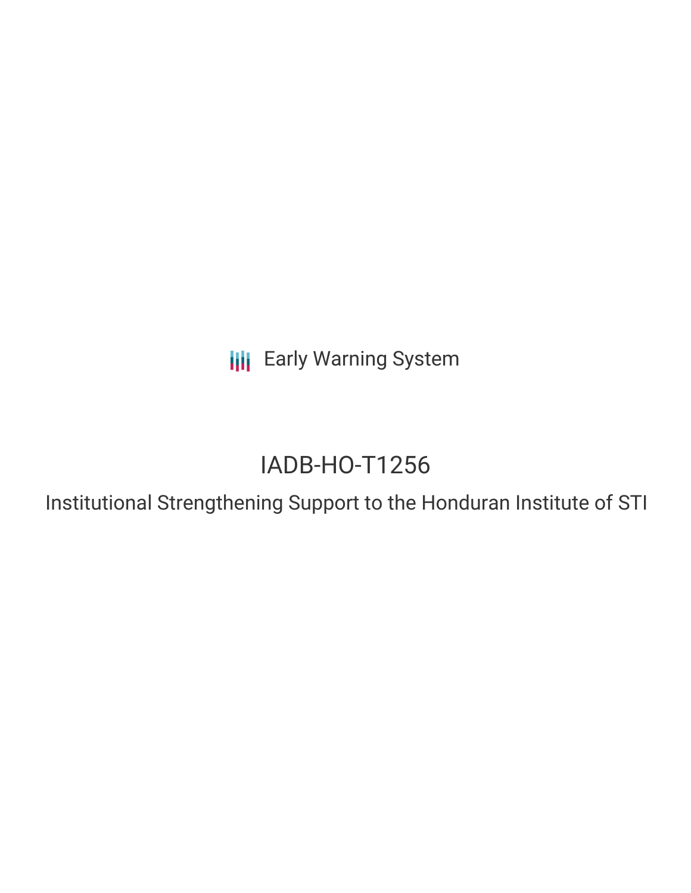Early Warning System

# IADB-HO-T1256

## Institutional Strengthening Support to the Honduran Institute of STI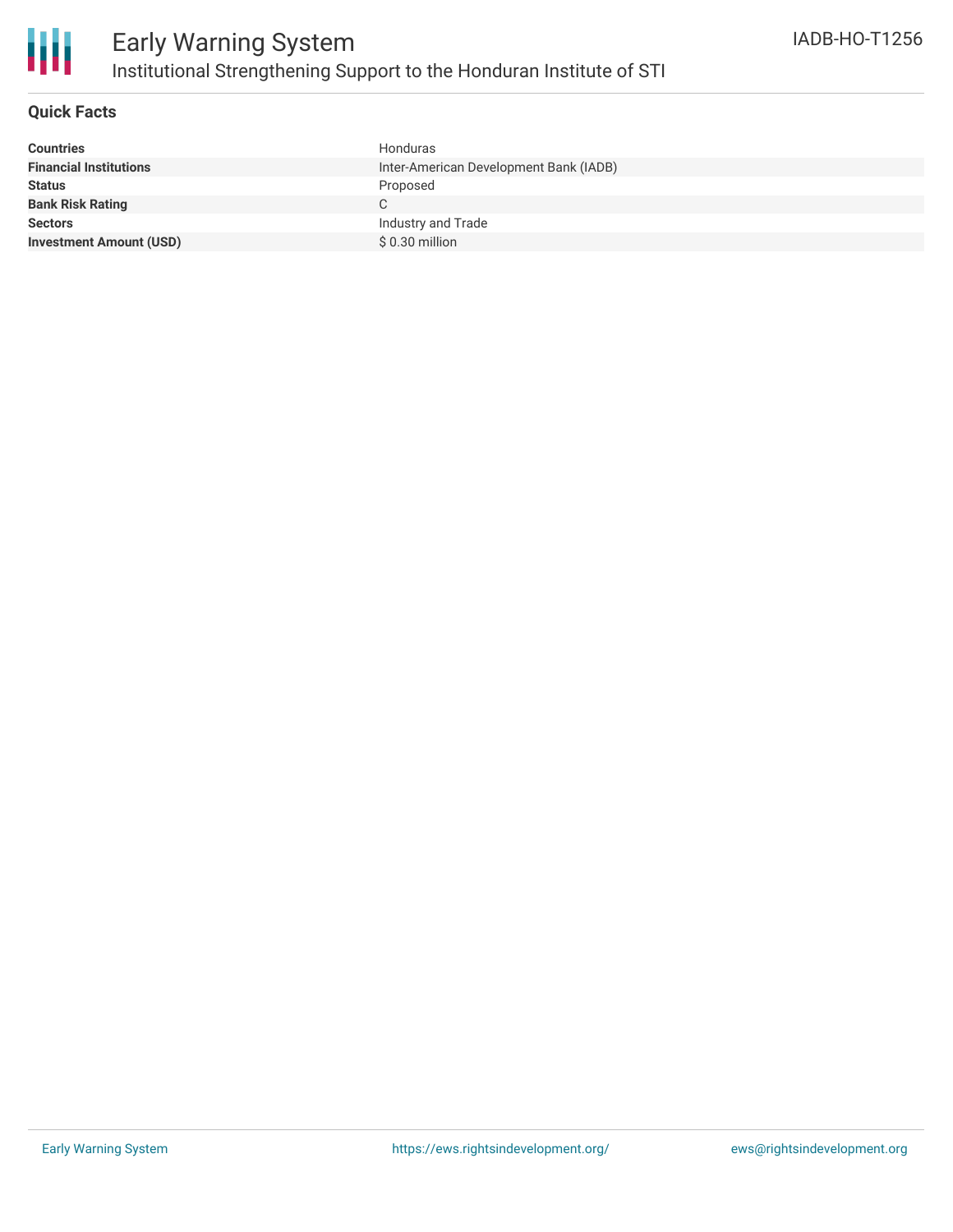# Early Warning System

## Institutional Strengthening Support to the Honduran Institute of STI

IADB-HO-T1256

### Quick Facts

| | |
|---|---|
| **Countries** | Honduras |
| **Financial Institutions** | Inter-American Development Bank (IADB) |
| **Status** | Proposed |
| **Bank Risk Rating** | C |
| **Sectors** | Industry and Trade |
| **Investment Amount (USD)** | $ 0.30 million |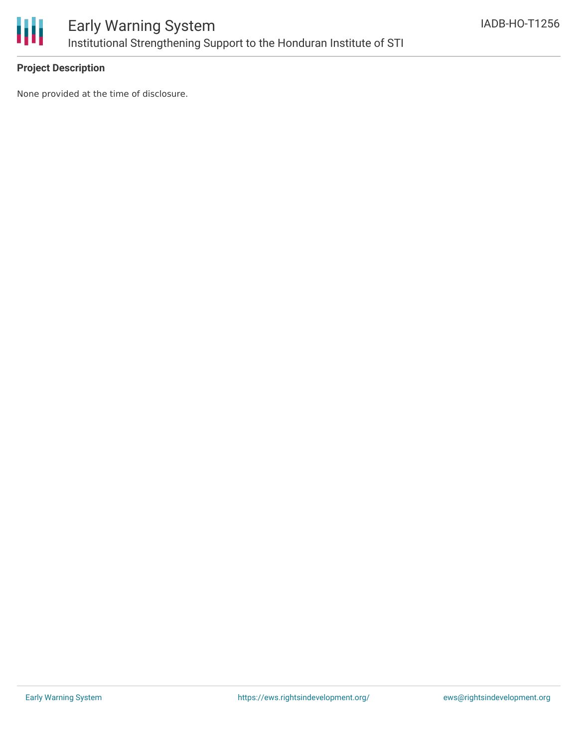## Project Description

None provided at the time of disclosure.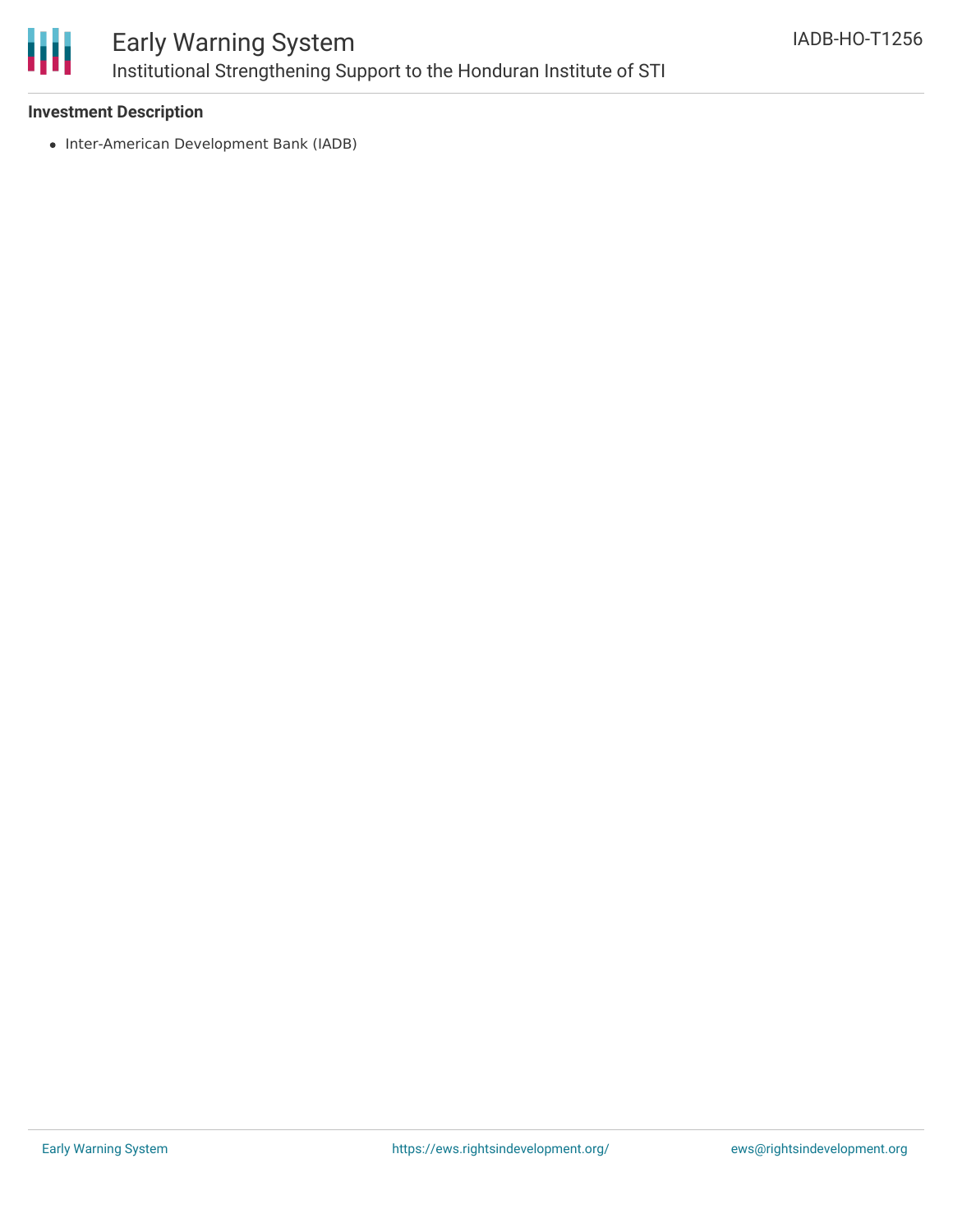### Investment Description

- Inter-American Development Bank (IADB)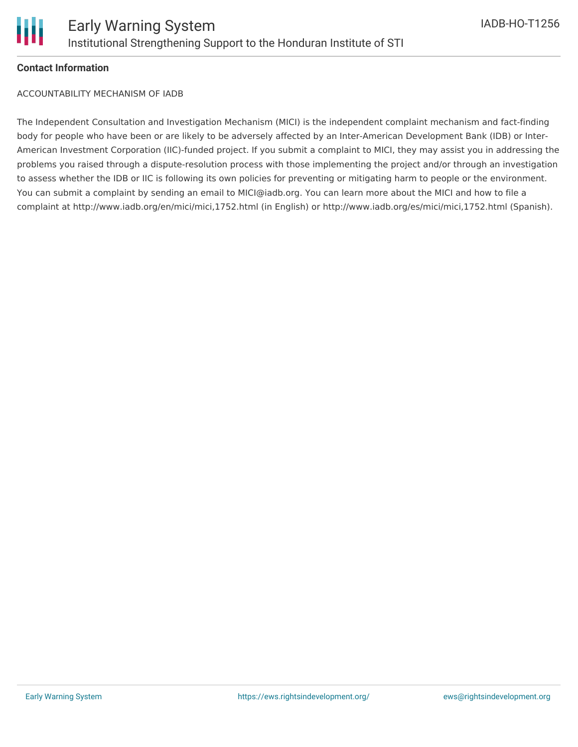**Contact Information**

ACCOUNTABILITY MECHANISM OF IADB

The Independent Consultation and Investigation Mechanism (MICI) is the independent complaint mechanism and fact-finding body for people who have been or are likely to be adversely affected by an Inter-American Development Bank (IDB) or Inter-American Investment Corporation (IIC)-funded project. If you submit a complaint to MICI, they may assist you in addressing the problems you raised through a dispute-resolution process with those implementing the project and/or through an investigation to assess whether the IDB or IIC is following its own policies for preventing or mitigating harm to people or the environment. You can submit a complaint by sending an email to MICI@iadb.org. You can learn more about the MICI and how to file a complaint at http://www.iadb.org/en/mici/mici,1752.html (in English) or http://www.iadb.org/es/mici/mici,1752.html (Spanish).